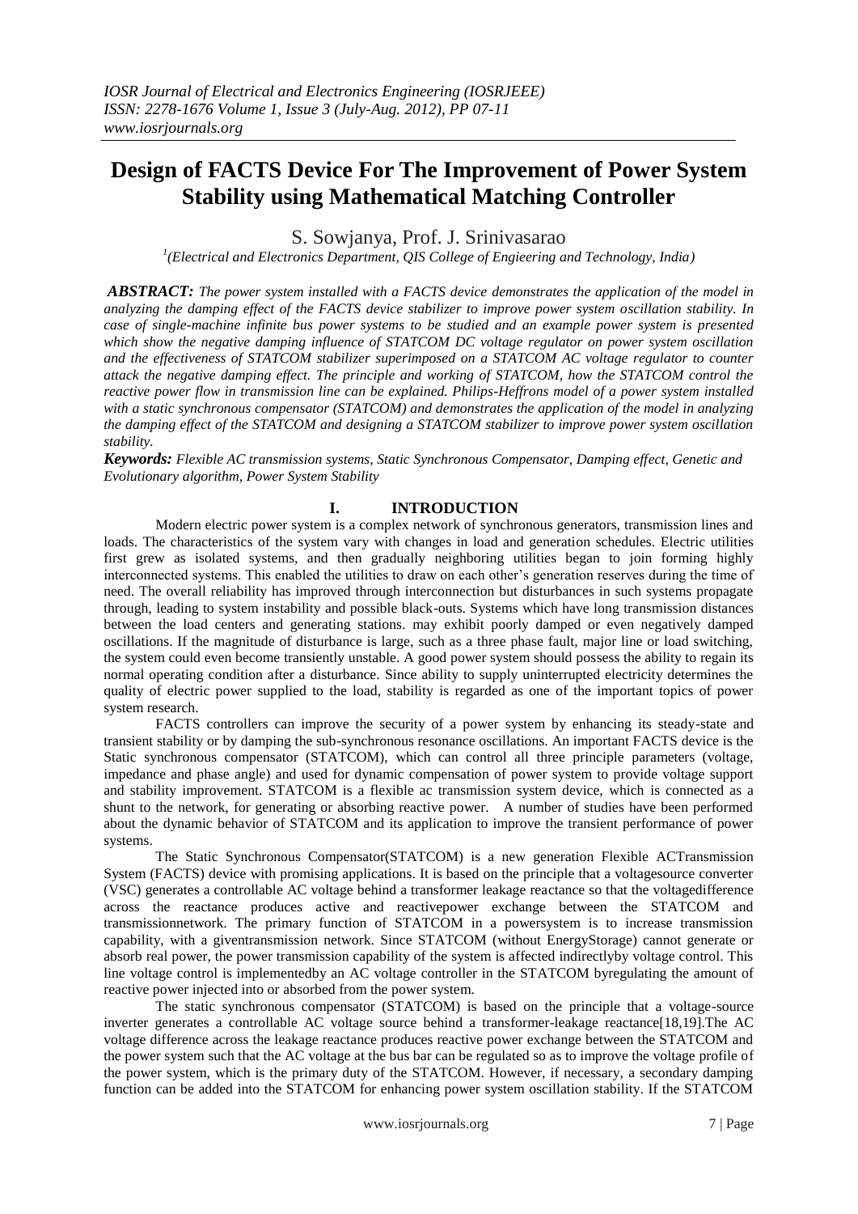# Design of FACTS Device For The Improvement of Power System Stability using Mathematical Matching Controller

S. Sowjanya, Prof. J. Srinivasarao

[1](Electrical and Electronics Department, QIS College of Engieering and Technology, India)

***ABSTRACT:*** *The power system installed with a FACTS device demonstrates the application of the model in analyzing the damping effect of the FACTS device stabilizer to improve power system oscillation stability. In case of single-machine infinite bus power systems to be studied and an example power system is presented which show the negative damping influence of STATCOM DC voltage regulator on power system oscillation and the effectiveness of STATCOM stabilizer superimposed on a STATCOM AC voltage regulator to counter attack the negative damping effect. The principle and working of STATCOM, how the STATCOM control the reactive power flow in transmission line can be explained. Philips-Heffrons model of a power system installed with a static synchronous compensator (STATCOM) and demonstrates the application of the model in analyzing the damping effect of the STATCOM and designing a STATCOM stabilizer to improve power system oscillation stability.*

***Keywords:*** *Flexible AC transmission systems, Static Synchronous Compensator, Damping effect, Genetic and Evolutionary algorithm, Power System Stability*

## I. INTRODUCTION

Modern electric power system is a complex network of synchronous generators, transmission lines and loads. The characteristics of the system vary with changes in load and generation schedules. Electric utilities first grew as isolated systems, and then gradually neighboring utilities began to join forming highly interconnected systems. This enabled the utilities to draw on each other's generation reserves during the time of need. The overall reliability has improved through interconnection but disturbances in such systems propagate through, leading to system instability and possible black-outs. Systems which have long transmission distances between the load centers and generating stations. may exhibit poorly damped or even negatively damped oscillations. If the magnitude of disturbance is large, such as a three phase fault, major line or load switching, the system could even become transiently unstable. A good power system should possess the ability to regain its normal operating condition after a disturbance. Since ability to supply uninterrupted electricity determines the quality of electric power supplied to the load, stability is regarded as one of the important topics of power system research.

FACTS controllers can improve the security of a power system by enhancing its steady-state and transient stability or by damping the sub-synchronous resonance oscillations. An important FACTS device is the Static synchronous compensator (STATCOM), which can control all three principle parameters (voltage, impedance and phase angle) and used for dynamic compensation of power system to provide voltage support and stability improvement. STATCOM is a flexible ac transmission system device, which is connected as a shunt to the network, for generating or absorbing reactive power. A number of studies have been performed about the dynamic behavior of STATCOM and its application to improve the transient performance of power systems.

The Static Synchronous Compensator(STATCOM) is a new generation Flexible ACTransmission System (FACTS) device with promising applications. It is based on the principle that a voltagesource converter (VSC) generates a controllable AC voltage behind a transformer leakage reactance so that the voltagedifference across the reactance produces active and reactivepower exchange between the STATCOM and transmissionnetwork. The primary function of STATCOM in a powersystem is to increase transmission capability, with a giventransmission network. Since STATCOM (without EnergyStorage) cannot generate or absorb real power, the power transmission capability of the system is affected indirectlyby voltage control. This line voltage control is implementedby an AC voltage controller in the STATCOM byregulating the amount of reactive power injected into or absorbed from the power system.

The static synchronous compensator (STATCOM) is based on the principle that a voltage-source inverter generates a controllable AC voltage source behind a transformer-leakage reactance[18,19].The AC voltage difference across the leakage reactance produces reactive power exchange between the STATCOM and the power system such that the AC voltage at the bus bar can be regulated so as to improve the voltage profile of the power system, which is the primary duty of the STATCOM. However, if necessary, a secondary damping function can be added into the STATCOM for enhancing power system oscillation stability. If the STATCOM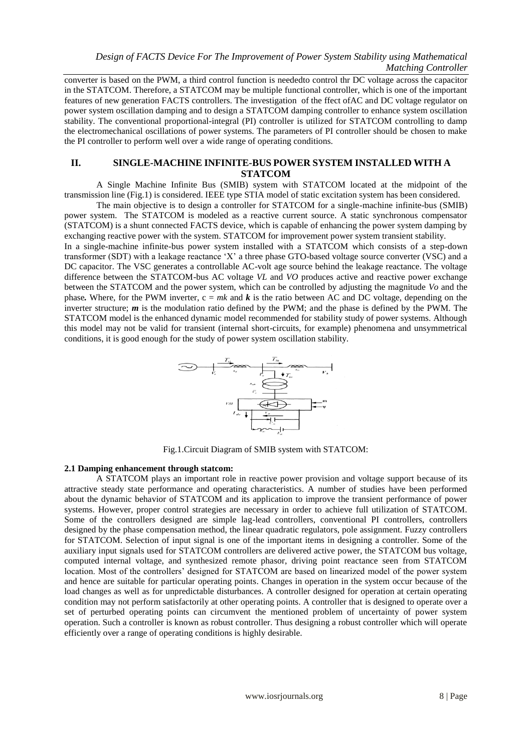converter is based on the PWM, a third control function is neededto control thr DC voltage across the capacitor in the STATCOM. Therefore, a STATCOM may be multiple functional controller, which is one of the important features of new generation FACTS controllers. The investigation of the ffect ofAC and DC voltage regulator on power system oscillation damping and to design a STATCOM damping controller to enhance system oscillation stability. The conventional proportional-integral (PI) controller is utilized for STATCOM controlling to damp the electromechanical oscillations of power systems. The parameters of PI controller should be chosen to make the PI controller to perform well over a wide range of operating conditions.

## II. SINGLE-MACHINE INFINITE-BUS POWER SYSTEM INSTALLED WITH A STATCOM

A Single Machine Infinite Bus (SMIB) system with STATCOM located at the midpoint of the transmission line (Fig.1) is considered. IEEE type STIA model of static excitation system has been considered.

The main objective is to design a controller for STATCOM for a single-machine infinite-bus (SMIB) power system. The STATCOM is modeled as a reactive current source. A static synchronous compensator (STATCOM) is a shunt connected FACTS device, which is capable of enhancing the power system damping by exchanging reactive power with the system. STATCOM for improvement power system transient stability.

In a single-machine infinite-bus power system installed with a STATCOM which consists of a step-down transformer (SDT) with a leakage reactance 'X' a three phase GTO-based voltage source converter (VSC) and a DC capacitor. The VSC generates a controllable AC-volt age source behind the leakage reactance. The voltage difference between the STATCOM-bus AC voltage *VL* and *VO* produces active and reactive power exchange between the STATCOM and the power system, which can be controlled by adjusting the magnitude *Vo* and the phase**.** Where, for the PWM inverter, $c = mk$ and ***k*** is the ratio between AC and DC voltage, depending on the inverter structure; ***m*** is the modulation ratio defined by the PWM; and the phase is defined by the PWM. The STATCOM model is the enhanced dynamic model recommended for stability study of power systems. Although this model may not be valid for transient (internal short-circuits, for example) phenomena and unsymmetrical conditions, it is good enough for the study of power system oscillation stability.

Fig.1.Circuit Diagram of SMIB system with STATCOM:

### 2.1 Damping enhancement through statcom:

A STATCOM plays an important role in reactive power provision and voltage support because of its attractive steady state performance and operating characteristics. A number of studies have been performed about the dynamic behavior of STATCOM and its application to improve the transient performance of power systems. However, proper control strategies are necessary in order to achieve full utilization of STATCOM. Some of the controllers designed are simple lag-lead controllers, conventional PI controllers, controllers designed by the phase compensation method, the linear quadratic regulators, pole assignment. Fuzzy controllers for STATCOM. Selection of input signal is one of the important items in designing a controller. Some of the auxiliary input signals used for STATCOM controllers are delivered active power, the STATCOM bus voltage, computed internal voltage, and synthesized remote phasor, driving point reactance seen from STATCOM location. Most of the controllers' designed for STATCOM are based on linearized model of the power system and hence are suitable for particular operating points. Changes in operation in the system occur because of the load changes as well as for unpredictable disturbances. A controller designed for operation at certain operating condition may not perform satisfactorily at other operating points. A controller that is designed to operate over a set of perturbed operating points can circumvent the mentioned problem of uncertainty of power system operation. Such a controller is known as robust controller. Thus designing a robust controller which will operate efficiently over a range of operating conditions is highly desirable.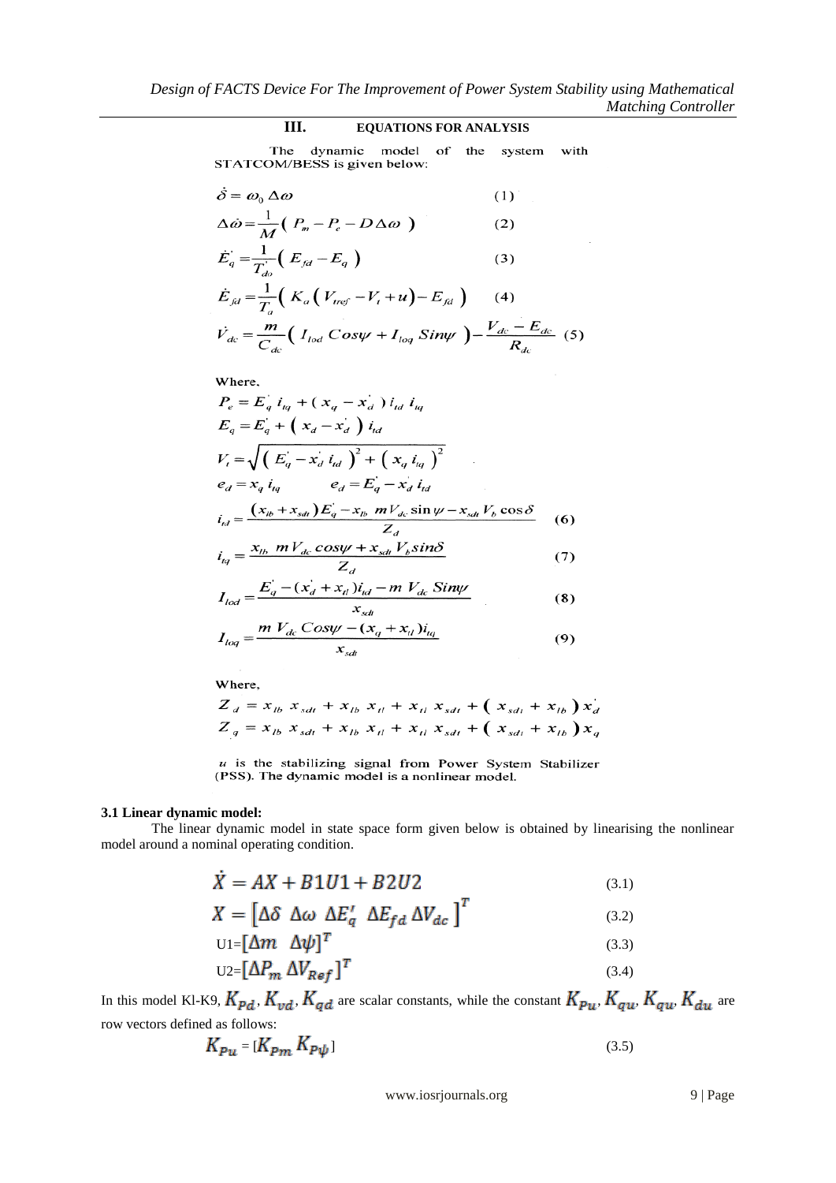## III. EQUATIONS FOR ANALYSIS

The dynamic model of the system with STATCOM/BESS is given below:

$$\dot{\delta} = \omega_0 \Delta\omega \quad (1)$$

$$\Delta\dot{\omega} = \frac{1}{M}\left( P_m - P_e - D\Delta\omega \right) \quad (2)$$

$$\dot{E}_q' = \frac{1}{T_{do}'}\left( E_{fd} - E_q \right) \quad (3)$$

$$\dot{E}_{fd} = \frac{1}{T_a}\left( K_a\left( V_{tref} - V_t + u \right) - E_{fd} \right) \quad (4)$$

$$\dot{V}_{dc} = \frac{m}{C_{dc}}\left( I_{lod}\, Cos\psi + I_{loq}\, Sin\psi \right) - \frac{V_{dc} - E_{dc}}{R_{dc}} \quad (5)$$

Where,

$$P_e = E_q' i_{tq} + ( x_q - x_d' )\, i_{td}\, i_{tq}$$

$$E_q = E_q' + \left( x_d - x_d' \right) i_{td}$$

$$V_t = \sqrt{\left( E_q' - x_d' i_{td} \right)^2 + \left( x_q i_{tq} \right)^2}$$

$$e_d = x_q i_{tq} \qquad e_d = E_q' - x_d' i_{td}$$

$$i_{td} = \frac{(x_{tb} + x_{sdt})E_q' - x_{tb}\, m V_{dc} \sin\psi - x_{sdt} V_b \cos\delta}{Z_d} \quad (6)$$

$$i_{tq} = \frac{x_{tb}\, m V_{dc} \cos\psi + x_{sdt} V_b \sin\delta}{Z_d} \quad (7)$$

$$I_{lod} = \frac{E_q' - (x_d' + x_{tl}) i_{td} - m\, V_{dc}\, Sin\psi}{x_{sdt}} \quad (8)$$

$$I_{loq} = \frac{m\, V_{dc}\, Cos\psi - (x_q + x_{tl}) i_{tq}}{x_{sdt}} \quad (9)$$

Where,

$$Z_d = x_{tb}\, x_{sdt} + x_{tb}\, x_{tl} + x_{tl}\, x_{sdt} + \left( x_{sdt} + x_{tb} \right) x_d'$$

$$Z_q = x_{tb}\, x_{sdt} + x_{tb}\, x_{tl} + x_{tl}\, x_{sdt} + \left( x_{sdt} + x_{tb} \right) x_q$$

$u$ is the stabilizing signal from Power System Stabilizer (PSS). The dynamic model is a nonlinear model.

### 3.1 Linear dynamic model:

The linear dynamic model in state space form given below is obtained by linearising the nonlinear model around a nominal operating condition.

$$\dot{X} = AX + B1U1 + B2U2 \quad (3.1)$$

$$X = \left[\Delta\delta\ \Delta\omega\ \Delta E_q'\ \Delta E_{fd}\ \Delta V_{dc}\right]^T \quad (3.2)$$

$$U1 = \left[\Delta m\ \ \Delta\psi\right]^T \quad (3.3)$$

$$U2 = \left[\Delta P_m\ \Delta V_{Ref}\right]^T \quad (3.4)$$

In this model Kl-K9, $K_{Pd}$, $K_{vd}$, $K_{qd}$ are scalar constants, while the constant $K_{Pu}$, $K_{qu}$, $K_{qu}$, $K_{du}$ are row vectors defined as follows:

$$K_{Pu} = [K_{Pm}\ K_{P\psi}] \quad (3.5)$$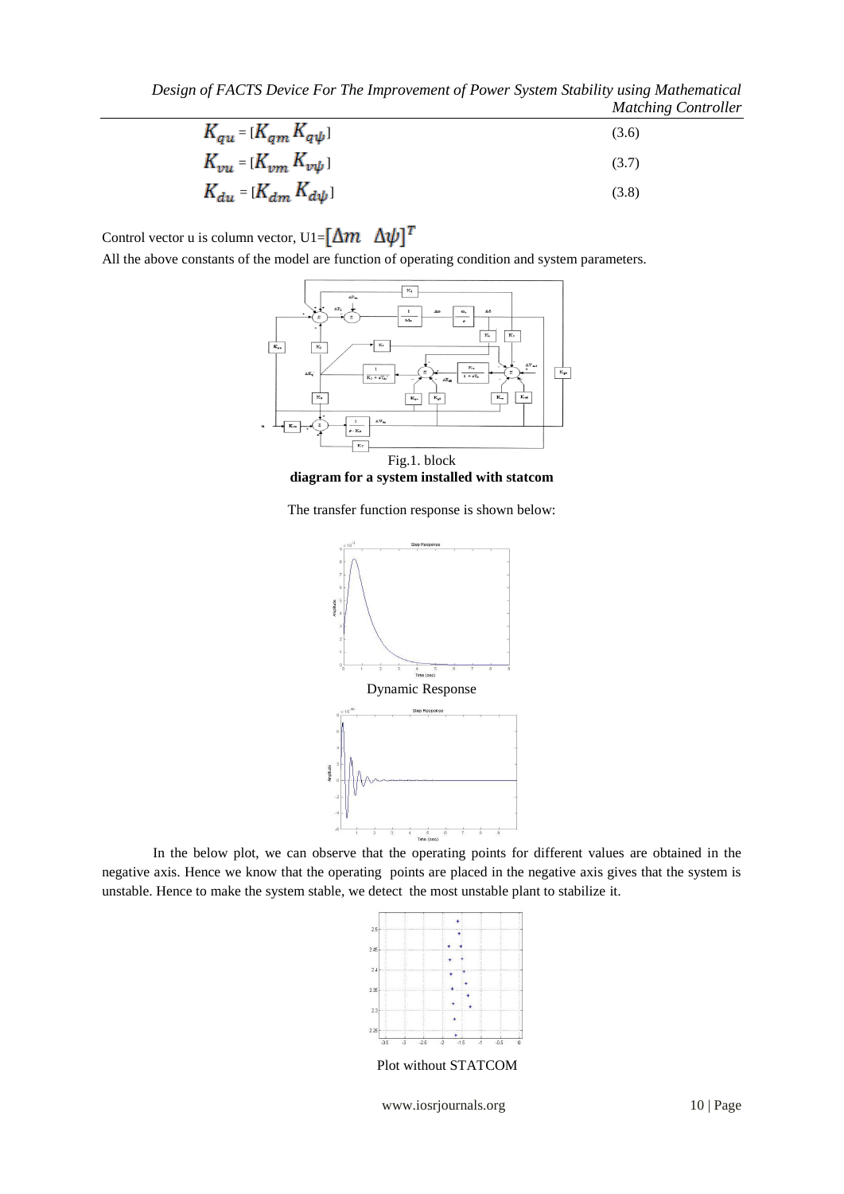$$K_{qu} = [K_{qm}\ K_{q\psi}] \tag{3.6}$$

$$K_{vu} = [K_{vm}\ K_{v\psi}] \tag{3.7}$$

$$K_{du} = [K_{dm}\ K_{d\psi}] \tag{3.8}$$

Control vector u is column vector, U1= $[\Delta m \quad \Delta\psi]^T$

All the above constants of the model are function of operating condition and system parameters.

Fig.1. block **diagram for a system installed with statcom**

The transfer function response is shown below:

Dynamic Response

In the below plot, we can observe that the operating points for different values are obtained in the negative axis. Hence we know that the operating points are placed in the negative axis gives that the system is unstable. Hence to make the system stable, we detect the most unstable plant to stabilize it.

Plot without STATCOM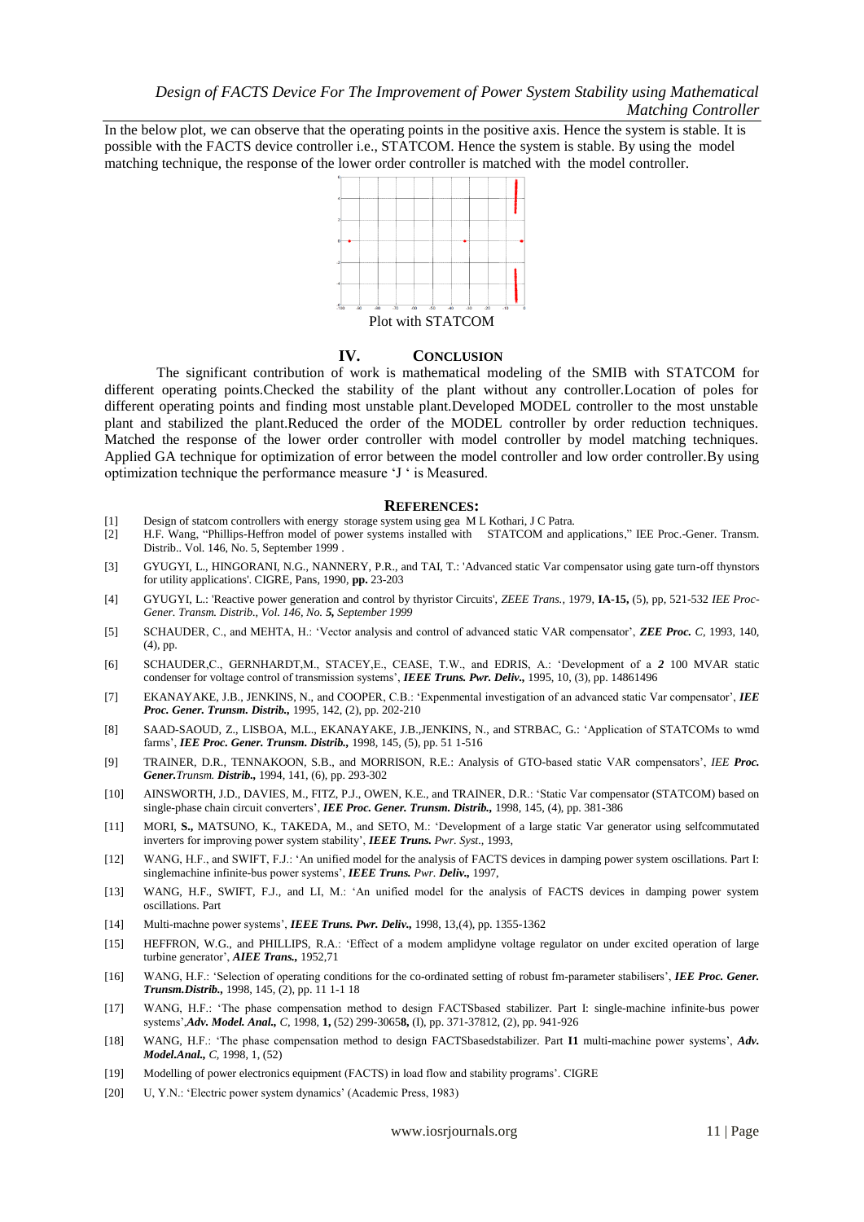In the below plot, we can observe that the operating points in the positive axis. Hence the system is stable. It is possible with the FACTS device controller i.e., STATCOM. Hence the system is stable. By using the model matching technique, the response of the lower order controller is matched with the model controller.

6
4
2
0
-2
-4
-6
-100 -90 -80 -70 -60 -50 -40 -30 -20 -10 0

Plot with STATCOM

## IV. CONCLUSION

The significant contribution of work is mathematical modeling of the SMIB with STATCOM for different operating points.Checked the stability of the plant without any controller.Location of poles for different operating points and finding most unstable plant.Developed MODEL controller to the most unstable plant and stabilized the plant.Reduced the order of the MODEL controller by order reduction techniques. Matched the response of the lower order controller with model controller by model matching techniques. Applied GA technique for optimization of error between the model controller and low order controller.By using optimization technique the performance measure 'J ' is Measured.

## REFERENCES:

[1] Design of statcom controllers with energy storage system using gea M L Kothari, J C Patra.

[2] H.F. Wang, "Phillips-Heffron model of power systems installed with STATCOM and applications," IEE Proc.-Gener. Transm. Distrib.. Vol. 146, No. 5, September 1999 .

[3] GYUGYI, L., HINGORANI, N.G., NANNERY, P.R., and TAI, T.: 'Advanced static Var compensator using gate turn-off thynstors for utility applications'. CIGRE, Pans, 1990, **pp.** 23-203

[4] GYUGYI, L.: 'Reactive power generation and control by thyristor Circuits', *ZEEE Trans.,* 1979, **IA-15,** (5), pp, 521-532 *IEE Proc-Gener. Transm. Distrib., Vol. 146, No.* ***5,*** *September 1999*

[5] SCHAUDER, C., and MEHTA, H.: 'Vector analysis and control of advanced static VAR compensator', ***ZEE Proc.*** *C,* 1993, 140, (4), pp.

[6] SCHAUDER,C., GERNHARDT,M., STACEY,E., CEASE, T.W., and EDRIS, A.: 'Development of a ***2*** 100 MVAR static condenser for voltage control of transmission systems', ***IEEE Truns. Pwr. Deliv.,*** 1995, 10, (3), pp. 14861496

[7] EKANAYAKE, J.B., JENKINS, N., and COOPER, C.B.: 'Expenmental investigation of an advanced static Var compensator', ***IEE Proc. Gener. Trunsm. Distrib.,*** 1995, 142, (2), pp. 202-210

[8] SAAD-SAOUD, Z., LISBOA, M.L., EKANAYAKE, J.B.,JENKINS, N., and STRBAC, G.: 'Application of STATCOMs to wmd farms', ***IEE Proc. Gener. Trunsm. Distrib.,*** 1998, 145, (5), pp. 51 1-516

[9] TRAINER, D.R., TENNAKOON, S.B., and MORRISON, R.E.: Analysis of GTO-based static VAR compensators', *IEE* ***Proc. Gener.****Trunsm.* ***Distrib.,*** 1994, 141, (6), pp. 293-302

[10] AINSWORTH, J.D., DAVIES, M., FITZ, P.J., OWEN, K.E., and TRAINER, D.R.: 'Static Var compensator (STATCOM) based on single-phase chain circuit converters', ***IEE Proc. Gener. Trunsm. Distrib.,*** 1998, 145, (4), pp. 381-386

[11] MORI, **S.,** MATSUNO, K., TAKEDA, M., and SETO, M.: 'Development of a large static Var generator using selfcommutated inverters for improving power system stability', ***IEEE Truns.*** *Pwr. Syst.,* 1993,

[12] WANG, H.F., and SWIFT, F.J.: 'An unified model for the analysis of FACTS devices in damping power system oscillations. Part I: singlemachine infinite-bus power systems', ***IEEE Truns.*** *Pwr.* ***Deliv.,*** 1997,

[13] WANG, H.F., SWIFT, F.J., and LI, M.: 'An unified model for the analysis of FACTS devices in damping power system oscillations. Part

[14] Multi-machne power systems', ***IEEE Truns. Pwr. Deliv.,*** 1998, 13,(4), pp. 1355-1362

[15] HEFFRON, W.G., and PHILLIPS, R.A.: 'Effect of a modem amplidyne voltage regulator on under excited operation of large turbine generator', ***AIEE Trans.,*** 1952,71

[16] WANG, H.F.: 'Selection of operating conditions for the co-ordinated setting of robust fm-parameter stabilisers', ***IEE Proc. Gener. Trunsm.Distrib.,*** 1998, 145, (2), pp. 11 1-1 18

[17] WANG, H.F.: 'The phase compensation method to design FACTSbased stabilizer. Part I: single-machine infinite-bus power systems',***Adv. Model. Anal.,*** *C,* 1998, **1,** (52) 299-3065**8,** (I), pp. 371-37812, (2), pp. 941-926

[18] WANG, H.F.: 'The phase compensation method to design FACTSbasedstabilizer. Part **I1** multi-machine power systems', ***Adv. Model.Anal.,*** *C,* 1998, 1, (52)

[19] Modelling of power electronics equipment (FACTS) in load flow and stability programs'. CIGRE

[20] U, Y.N.: 'Electric power system dynamics' (Academic Press, 1983)